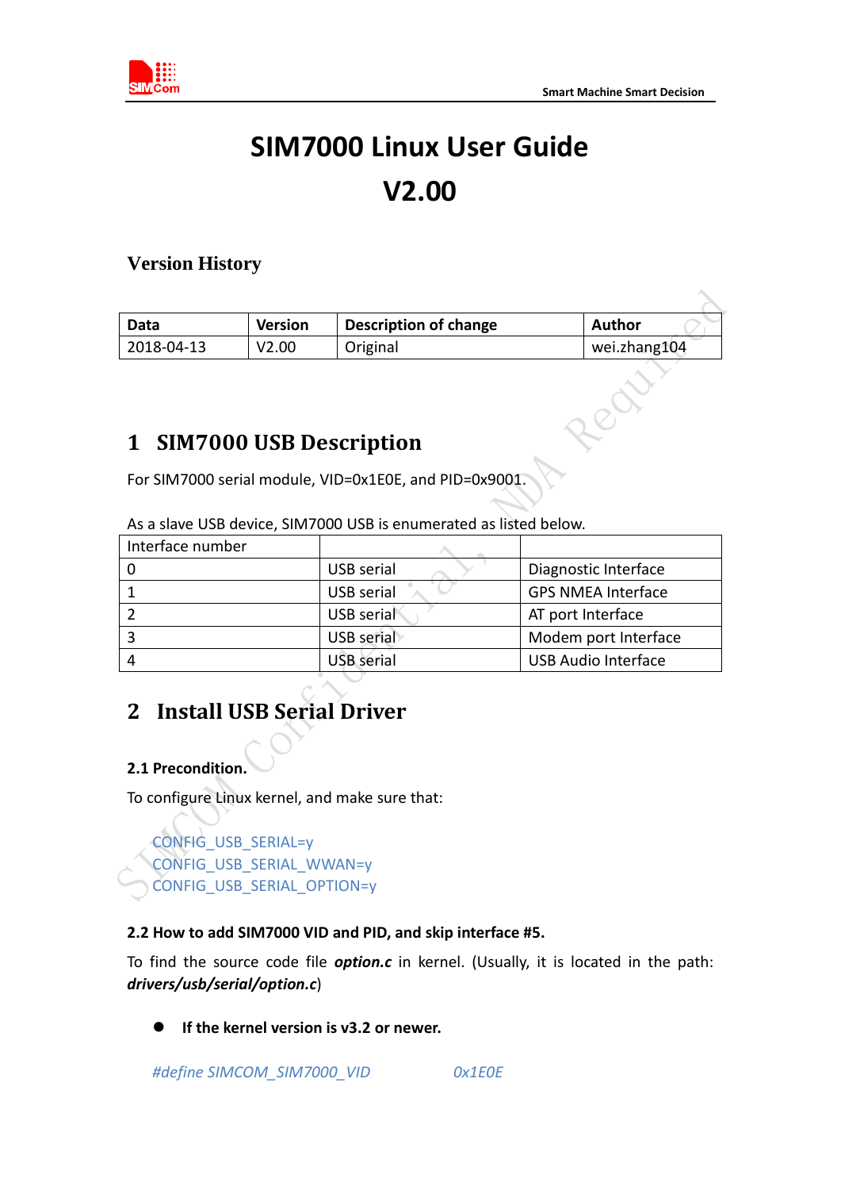# SIM7000 Linux User Guide

# V2.00

### Version History

| Data | Version | Description of change | Author |
|---|---|---|---|
| 2018-04-13 | V2.00 | Original | wei.zhang104 |

## 1 SIM7000 USB Description

For SIM7000 serial module, VID=0x1E0E, and PID=0x9001.

As a slave USB device, SIM7000 USB is enumerated as listed below.

| Interface number | | |
|---|---|---|
| 0 | USB serial | Diagnostic Interface |
| 1 | USB serial | GPS NMEA Interface |
| 2 | USB serial | AT port Interface |
| 3 | USB serial | Modem port Interface |
| 4 | USB serial | USB Audio Interface |

## 2 Install USB Serial Driver

### 2.1 Precondition.

To configure Linux kernel, and make sure that:

```
CONFIG_USB_SERIAL=y
CONFIG_USB_SERIAL_WWAN=y
CONFIG_USB_SERIAL_OPTION=y
```

### 2.2 How to add SIM7000 VID and PID, and skip interface #5.

To find the source code file ***option.c*** in kernel. (Usually, it is located in the path: ***drivers/usb/serial/option.c***)

- **If the kernel version is v3.2 or newer.**

```
#define SIMCOM_SIM7000_VID            0x1E0E
```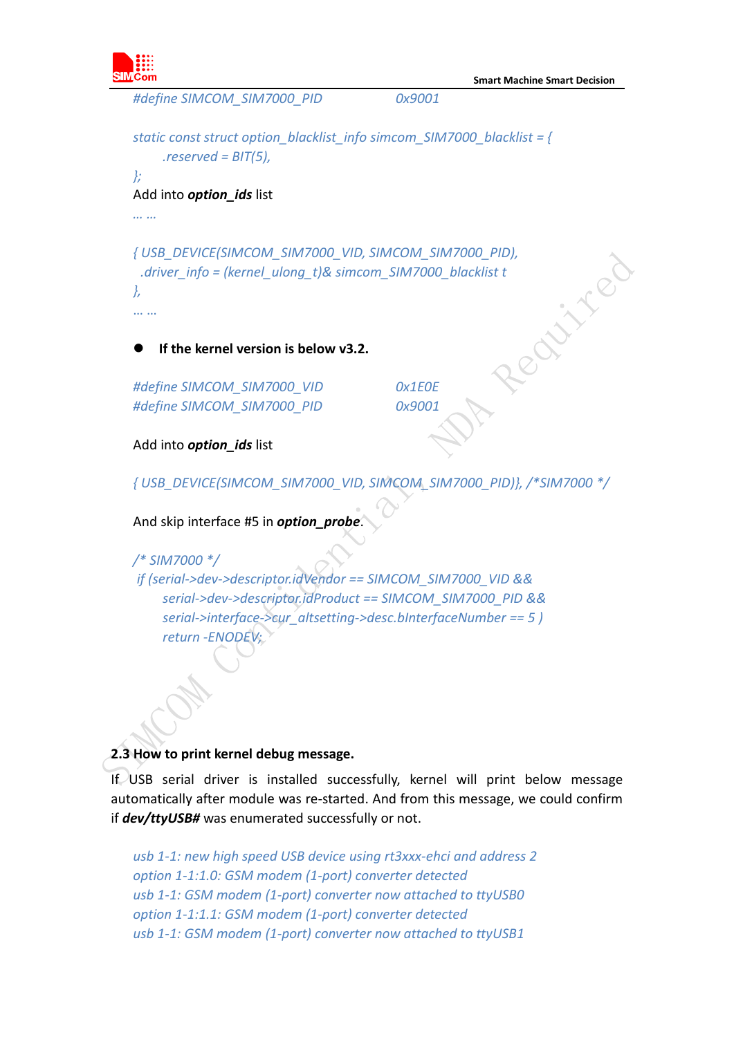```
#define SIMCOM_SIM7000_PID          0x9001

static const struct option_blacklist_info simcom_SIM7000_blacklist = {
        .reserved = BIT(5),
};
```

Add into ***option_ids*** list

```
… …

{ USB_DEVICE(SIMCOM_SIM7000_VID, SIMCOM_SIM7000_PID),
  .driver_info = (kernel_ulong_t)& simcom_SIM7000_blacklist t
},
… …
```

- **If the kernel version is below v3.2.**

```
#define SIMCOM_SIM7000_VID          0x1E0E
#define SIMCOM_SIM7000_PID          0x9001
```

Add into ***option_ids*** list

```
{ USB_DEVICE(SIMCOM_SIM7000_VID, SIMCOM_SIM7000_PID)}, /*SIM7000 */
```

And skip interface #5 in ***option_probe***.

```
/* SIM7000 */
 if (serial->dev->descriptor.idVendor == SIMCOM_SIM7000_VID &&
        serial->dev->descriptor.idProduct == SIMCOM_SIM7000_PID &&
        serial->interface->cur_altsetting->desc.bInterfaceNumber == 5 )
        return -ENODEV;
```

### 2.3 How to print kernel debug message.

If USB serial driver is installed successfully, kernel will print below message automatically after module was re-started. And from this message, we could confirm if ***dev/ttyUSB#*** was enumerated successfully or not.

```
usb 1-1: new high speed USB device using rt3xxx-ehci and address 2
option 1-1:1.0: GSM modem (1-port) converter detected
usb 1-1: GSM modem (1-port) converter now attached to ttyUSB0
option 1-1:1.1: GSM modem (1-port) converter detected
usb 1-1: GSM modem (1-port) converter now attached to ttyUSB1
```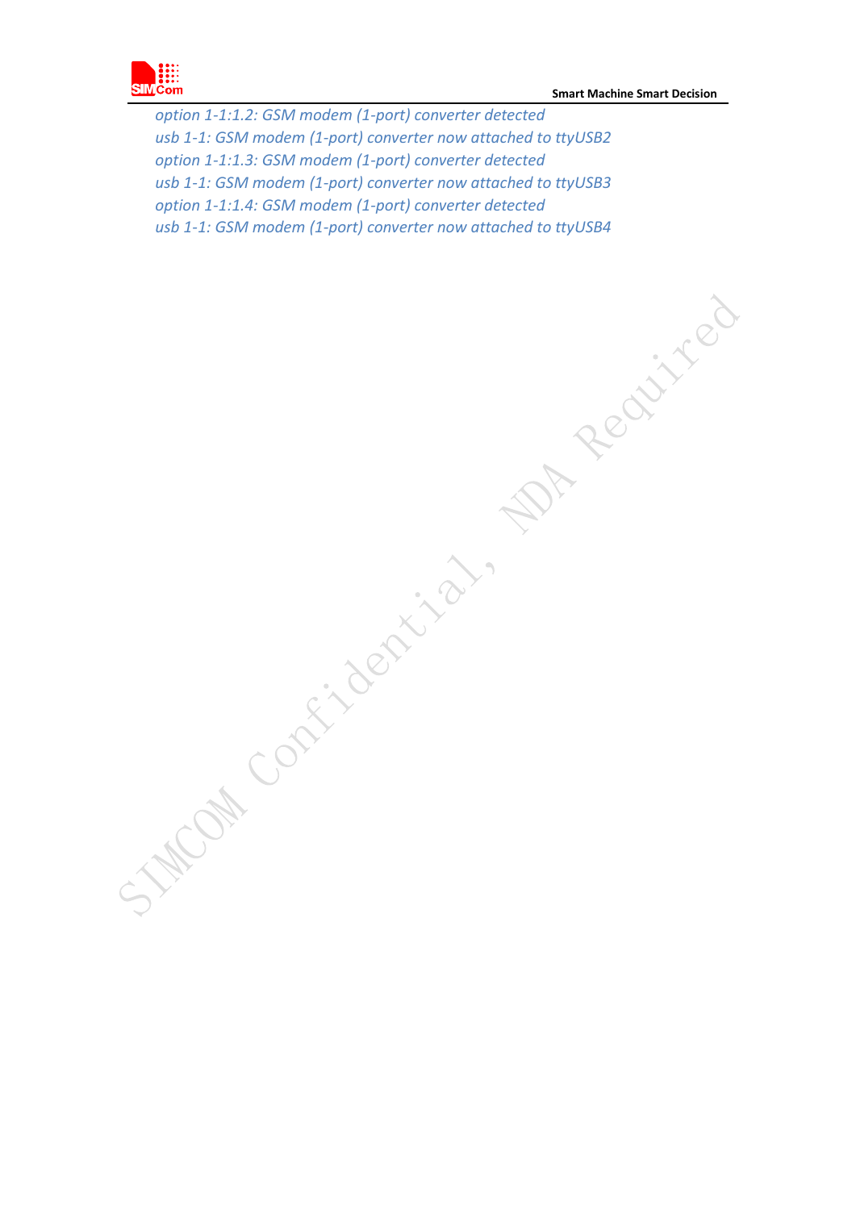*option 1-1:1.2: GSM modem (1-port) converter detected*
*usb 1-1: GSM modem (1-port) converter now attached to ttyUSB2*
*option 1-1:1.3: GSM modem (1-port) converter detected*
*usb 1-1: GSM modem (1-port) converter now attached to ttyUSB3*
*option 1-1:1.4: GSM modem (1-port) converter detected*
*usb 1-1: GSM modem (1-port) converter now attached to ttyUSB4*